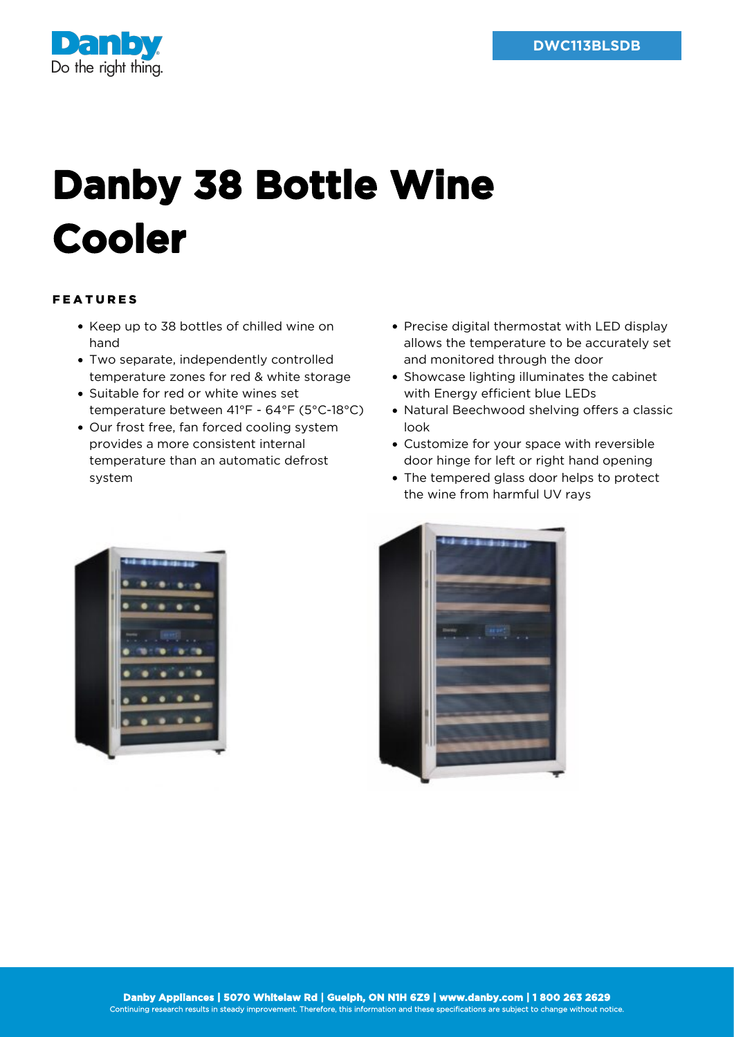DWC113BLSDB

# Danby 38 Bottle Wine Cooler

## FEATURES

- Keep up to 38 bottles of chilled wine on hand
- Two separate, independently controlled temperature zones for red & white storage
- Suitable for red or white wines set temperature between 41°F - 64°F (5°C-18°C)
- Our frost free, fan forced cooling system provides a more consistent internal temperature than an automatic defrost system
- Precise digital thermostat with LED display allows the temperature to be accurately set and monitored through the door
- Showcase lighting illuminates the cabinet with Energy efficient blue LEDs
- Natural Beechwood shelving offers a classic look
- Customize for your space with reversible door hinge for left or right hand opening
- The tempered glass door helps to protect the wine from harmful UV rays

**Danby Appliances | 5070 Whitelaw Rd | Guelph, ON N1H 6Z9 | www.danby.com | 1 800 263 2629**
Continuing research results in steady improvement. Therefore, this information and these specifications are subject to change without notice.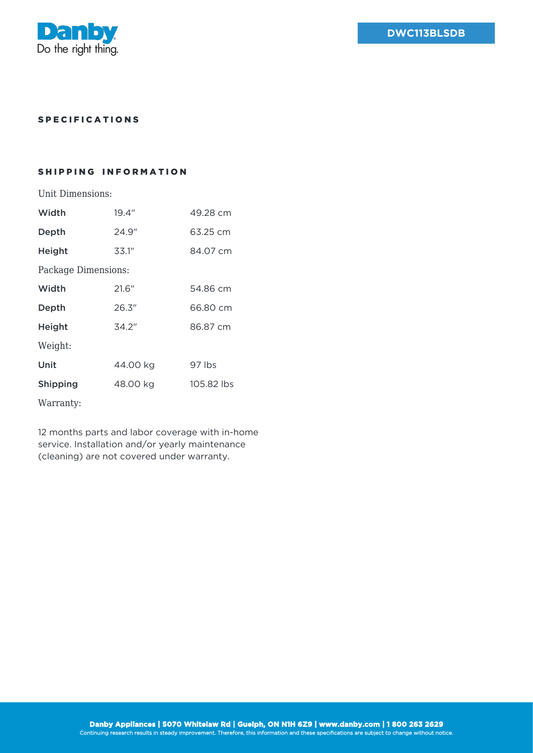## SPECIFICATIONS

### SHIPPING INFORMATION

Unit Dimensions:

| | | |
|---|---|---|
| **Width** | 19.4″ | 49.28 cm |
| **Depth** | 24.9″ | 63.25 cm |
| **Height** | 33.1″ | 84.07 cm |

Package Dimensions:

| | | |
|---|---|---|
| **Width** | 21.6″ | 54.86 cm |
| **Depth** | 26.3″ | 66.80 cm |
| **Height** | 34.2″ | 86.87 cm |

Weight:

| | | |
|---|---|---|
| **Unit** | 44.00 kg | 97 lbs |
| **Shipping** | 48.00 kg | 105.82 lbs |

Warranty:

12 months parts and labor coverage with in-home service. Installation and/or yearly maintenance (cleaning) are not covered under warranty.

**Danby Appliances | 5070 Whitelaw Rd | Guelph, ON N1H 6Z9 | www.danby.com | 1 800 263 2629**
Continuing research results in steady improvement. Therefore, this information and these specifications are subject to change without notice.